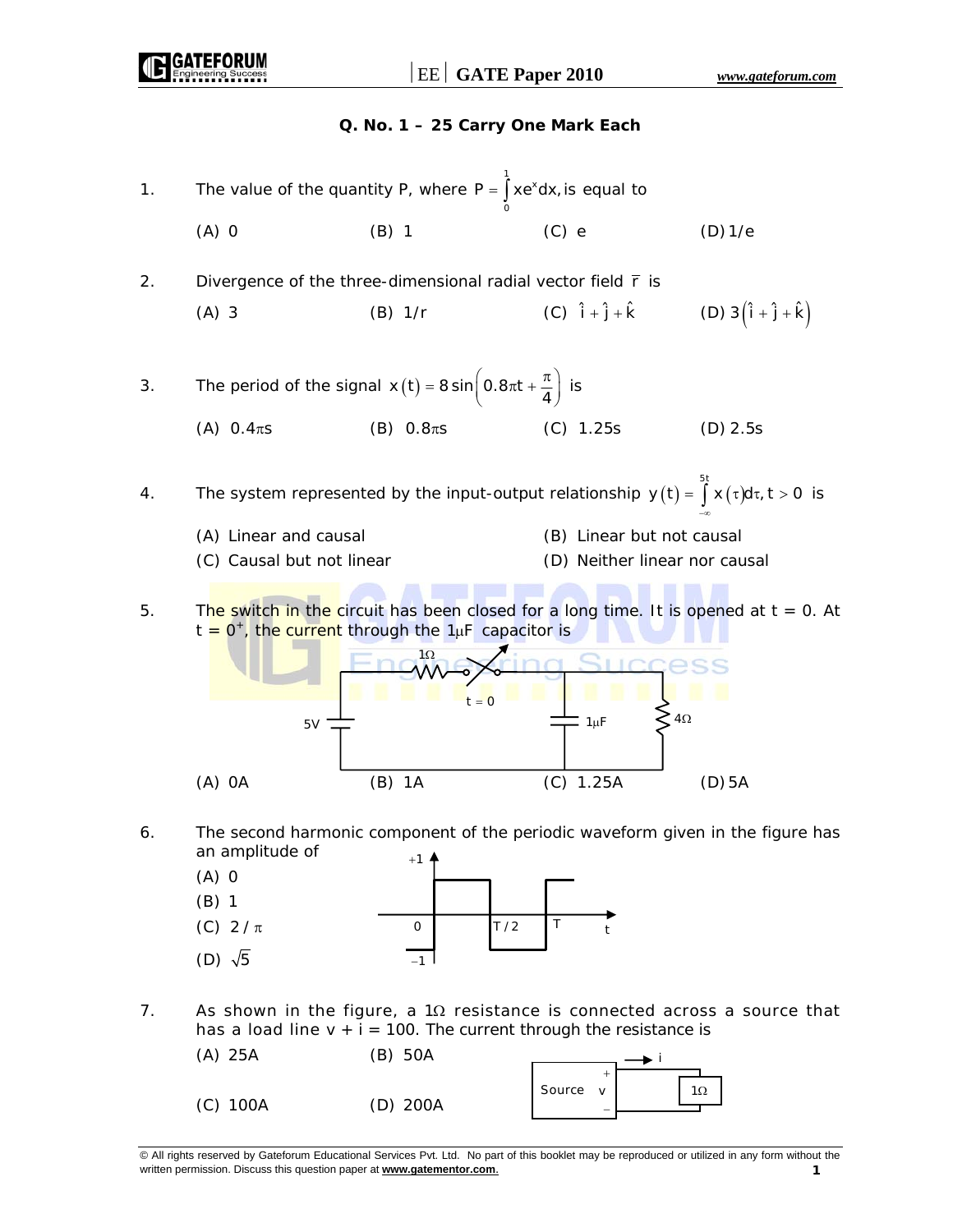**Q. No. 1 – 25 Carry One Mark Each**

1. The value of the quantity P, where $P = \int_0^1 xe^x dx$, is equal to

   (A) 0 (B) 1 (C) e (D) 1/e

2. Divergence of the three-dimensional radial vector field $\bar{r}$ is

   (A) 3 (B) 1/r (C) $\hat{i} + \hat{j} + \hat{k}$ (D) $3(\hat{i} + \hat{j} + \hat{k})$

3. The period of the signal $x(t) = 8\sin\left(0.8\pi t + \frac{\pi}{4}\right)$ is

   (A) $0.4\pi$s (B) $0.8\pi$s (C) 1.25s (D) 2.5s

4. The system represented by the input-output relationship $y(t) = \int_{-\infty}^{5t} x(\tau)d\tau, t > 0$ is

   (A) Linear and causal
   (B) Linear but not causal
   (C) Causal but not linear
   (D) Neither linear nor causal

5. The switch in the circuit has been closed for a long time. It is opened at t = 0. At $t = 0^+$, the current through the $1\mu F$ capacitor is

   (A) 0A (B) 1A (C) 1.25A (D) 5A

6. The second harmonic component of the periodic waveform given in the figure has an amplitude of

   (A) 0
   (B) 1
   (C) $2/\pi$
   (D) $\sqrt{5}$

7. As shown in the figure, a $1\Omega$ resistance is connected across a source that has a load line v + i = 100. The current through the resistance is

   (A) 25A (B) 50A
   (C) 100A (D) 200A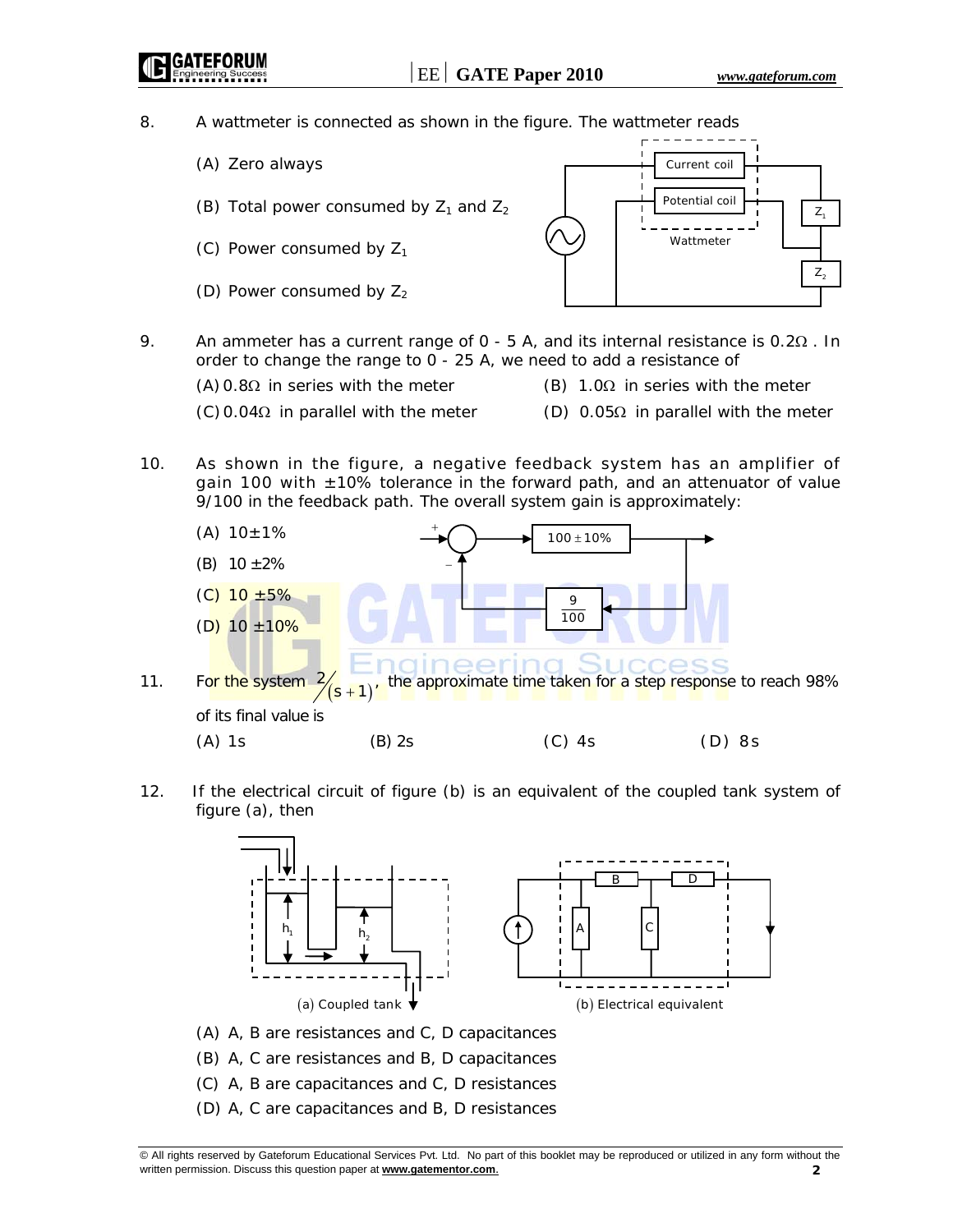8. A wattmeter is connected as shown in the figure. The wattmeter reads

(A) Zero always

(B) Total power consumed by $Z_1$ and $Z_2$

(C) Power consumed by $Z_1$

(D) Power consumed by $Z_2$

9. An ammeter has a current range of 0 - 5 A, and its internal resistance is 0.2Ω . In order to change the range to 0 - 25 A, we need to add a resistance of

(A) 0.8Ω in series with the meter

(B) 1.0Ω in series with the meter

(C) 0.04Ω in parallel with the meter

(D) 0.05Ω in parallel with the meter

10. As shown in the figure, a negative feedback system has an amplifier of gain 100 with ±10% tolerance in the forward path, and an attenuator of value 9/100 in the feedback path. The overall system gain is approximately:

(A) 10±1%

(B) 10 ±2%

(C) 10 ±5%

(D) 10 ±10%

11. For the system $2/(s+1)$, the approximate time taken for a step response to reach 98% of its final value is

(A) 1s

(B) 2s

(C) 4s

(D) 8s

12. If the electrical circuit of figure (b) is an equivalent of the coupled tank system of figure (a), then

(a) Coupled tank

(b) Electrical equivalent

(A) A, B are resistances and C, D capacitances

(B) A, C are resistances and B, D capacitances

(C) A, B are capacitances and C, D resistances

(D) A, C are capacitances and B, D resistances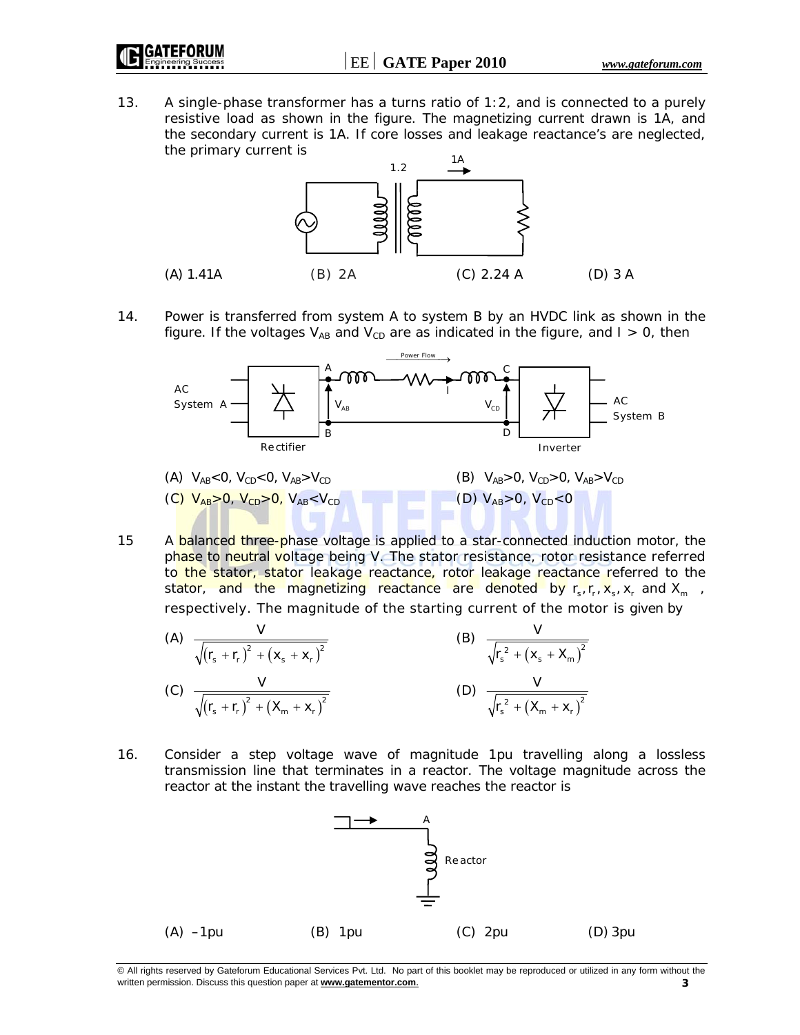13. A single-phase transformer has a turns ratio of 1:2, and is connected to a purely resistive load as shown in the figure. The magnetizing current drawn is 1A, and the secondary current is 1A. If core losses and leakage reactance's are neglected, the primary current is

(A) 1.41A (B) 2A (C) 2.24 A (D) 3 A

14. Power is transferred from system A to system B by an HVDC link as shown in the figure. If the voltages $V_{AB}$ and $V_{CD}$ are as indicated in the figure, and $I > 0$, then

(A) $V_{AB}<0,\ V_{CD}<0,\ V_{AB}>V_{CD}$

(B) $V_{AB}>0,\ V_{CD}>0,\ V_{AB}>V_{CD}$

(C) $V_{AB}>0,\ V_{CD}>0,\ V_{AB}<V_{CD}$

(D) $V_{AB}>0,\ V_{CD}<0$

15 A balanced three-phase voltage is applied to a star-connected induction motor, the phase to neutral voltage being V. The stator resistance, rotor resistance referred to the stator, stator leakage reactance, rotor leakage reactance referred to the stator, and the magnetizing reactance are denoted by $r_s, r_r, x_s, x_r$ and $X_m$, respectively. The magnitude of the starting current of the motor is given by

(A) $\dfrac{V}{\sqrt{(r_s+r_r)^2+(x_s+x_r)^2}}$

(B) $\dfrac{V}{\sqrt{r_s^2+(x_s+X_m)^2}}$

(C) $\dfrac{V}{\sqrt{(r_s+r_r)^2+(X_m+x_r)^2}}$

(D) $\dfrac{V}{\sqrt{r_s^2+(X_m+x_r)^2}}$

16. Consider a step voltage wave of magnitude 1pu travelling along a lossless transmission line that terminates in a reactor. The voltage magnitude across the reactor at the instant the travelling wave reaches the reactor is

(A) –1pu (B) 1pu (C) 2pu (D) 3pu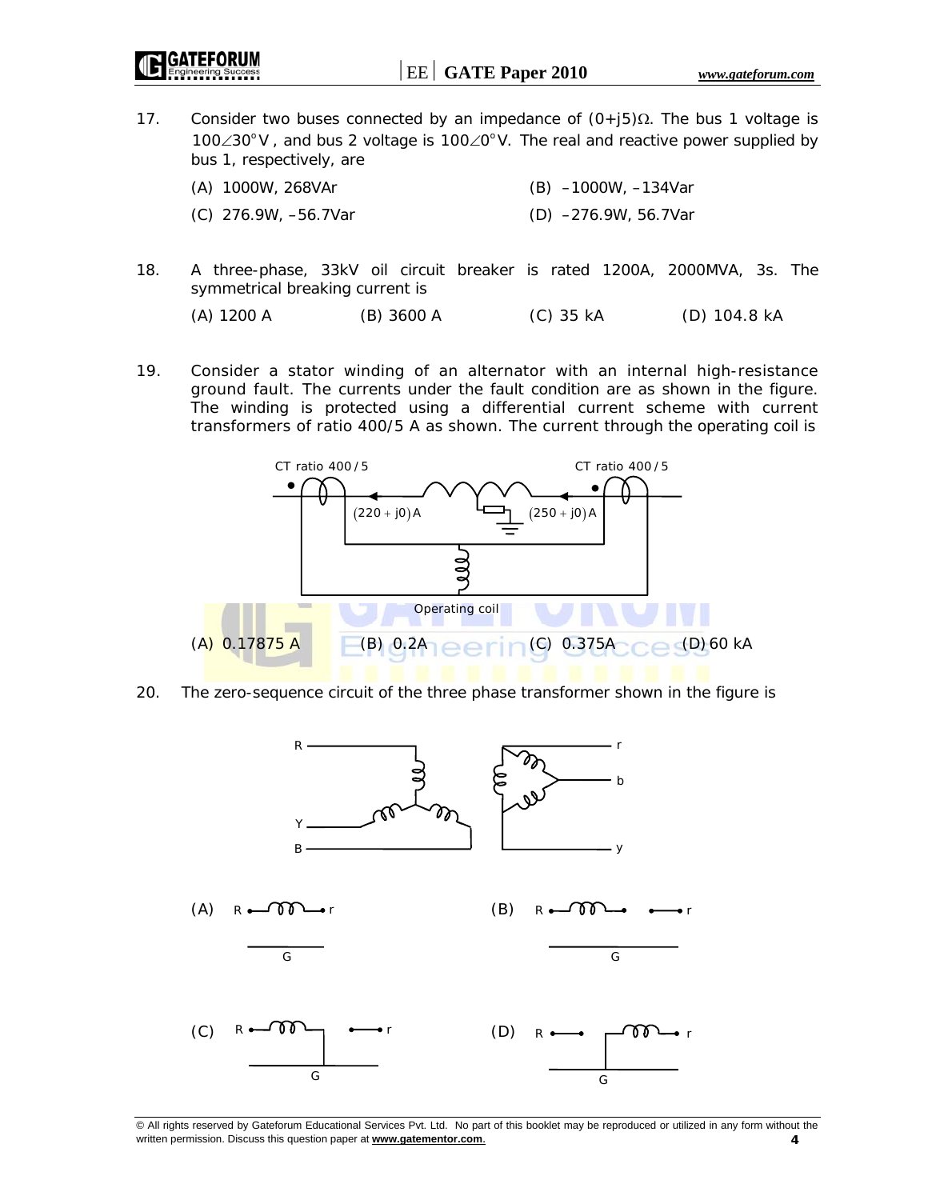17. Consider two buses connected by an impedance of $(0+j5)\Omega$. The bus 1 voltage is $100\angle 30^\circ$ V, and bus 2 voltage is $100\angle 0^\circ$ V. The real and reactive power supplied by bus 1, respectively, are

 (A) 1000W, 268VAr
 (B) –1000W, –134Var
 (C) 276.9W, –56.7Var
 (D) –276.9W, 56.7Var

18. A three-phase, 33kV oil circuit breaker is rated 1200A, 2000MVA, 3s. The symmetrical breaking current is

 (A) 1200 A
 (B) 3600 A
 (C) 35 kA
 (D) 104.8 kA

19. Consider a stator winding of an alternator with an internal high-resistance ground fault. The currents under the fault condition are as shown in the figure. The winding is protected using a differential current scheme with current transformers of ratio 400/5 A as shown. The current through the operating coil is

 CT ratio 400/5 CT ratio 400/5

 $(220 + j0)$ A $(250 + j0)$ A

 Operating coil

 (A) 0.17875 A
 (B) 0.2A
 (C) 0.375A
 (D) 60 kA

20. The zero-sequence circuit of the three phase transformer shown in the figure is

 (A)
 (B)
 (C)
 (D)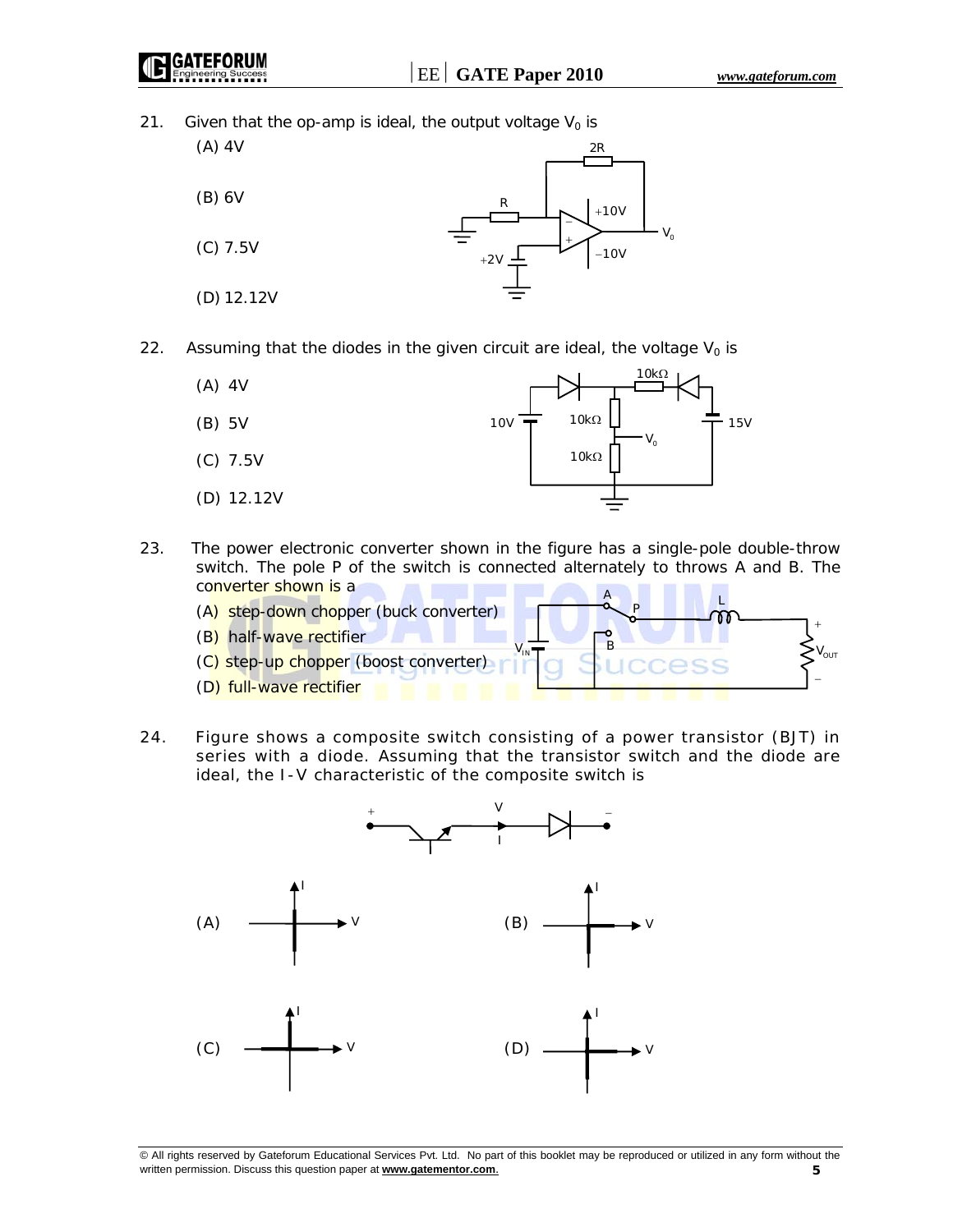21. Given that the op-amp is ideal, the output voltage $V_0$ is

(A) 4V

(B) 6V

(C) 7.5V

(D) 12.12V

22. Assuming that the diodes in the given circuit are ideal, the voltage $V_0$ is

(A) 4V

(B) 5V

(C) 7.5V

(D) 12.12V

23. The power electronic converter shown in the figure has a single-pole double-throw switch. The pole P of the switch is connected alternately to throws A and B. The converter shown is a

(A) step-down chopper (buck converter)

(B) half-wave rectifier

(C) step-up chopper (boost converter)

(D) full-wave rectifier

24. Figure shows a composite switch consisting of a power transistor (BJT) in series with a diode. Assuming that the transistor switch and the diode are ideal, the I-V characteristic of the composite switch is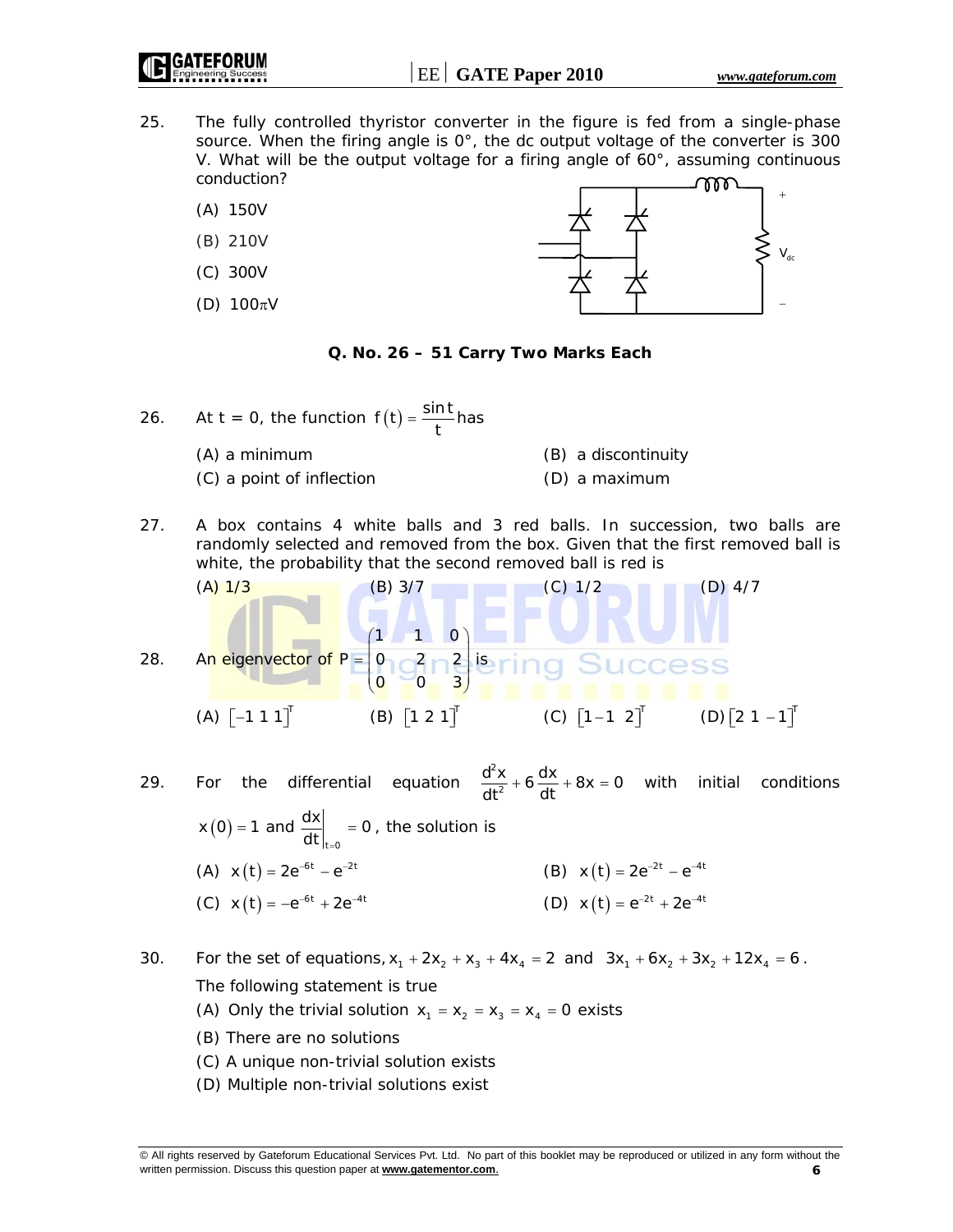25. The fully controlled thyristor converter in the figure is fed from a single-phase source. When the firing angle is 0°, the dc output voltage of the converter is 300 V. What will be the output voltage for a firing angle of 60°, assuming continuous conduction?

(A) 150V

(B) 210V

(C) 300V

(D) $100\pi$V

**Q. No. 26 – 51 Carry Two Marks Each**

26. At t = 0, the function $f(t) = \frac{\sin t}{t}$ has

(A) a minimum (B) a discontinuity

(C) a point of inflection (D) a maximum

27. A box contains 4 white balls and 3 red balls. In succession, two balls are randomly selected and removed from the box. Given that the first removed ball is white, the probability that the second removed ball is red is

(A) 1/3 (B) 3/7 (C) 1/2 (D) 4/7

28. An eigenvector of $P = \begin{pmatrix} 1 & 1 & 0 \\ 0 & 2 & 2 \\ 0 & 0 & 3 \end{pmatrix}$ is

(A) $[-1\ 1\ 1]^T$ (B) $[1\ 2\ 1]^T$ (C) $[1\ {-1}\ 2]^T$ (D) $[2\ 1\ {-1}]^T$

29. For the differential equation $\frac{d^2x}{dt^2} + 6\frac{dx}{dt} + 8x = 0$ with initial conditions $x(0) = 1$ and $\left.\frac{dx}{dt}\right|_{t=0} = 0$, the solution is

(A) $x(t) = 2e^{-6t} - e^{-2t}$ (B) $x(t) = 2e^{-2t} - e^{-4t}$

(C) $x(t) = -e^{-6t} + 2e^{-4t}$ (D) $x(t) = e^{-2t} + 2e^{-4t}$

30. For the set of equations, $x_1 + 2x_2 + x_3 + 4x_4 = 2$ and $3x_1 + 6x_2 + 3x_2 + 12x_4 = 6$.

The following statement is true

(A) Only the trivial solution $x_1 = x_2 = x_3 = x_4 = 0$ exists

(B) There are no solutions

(C) A unique non-trivial solution exists

(D) Multiple non-trivial solutions exist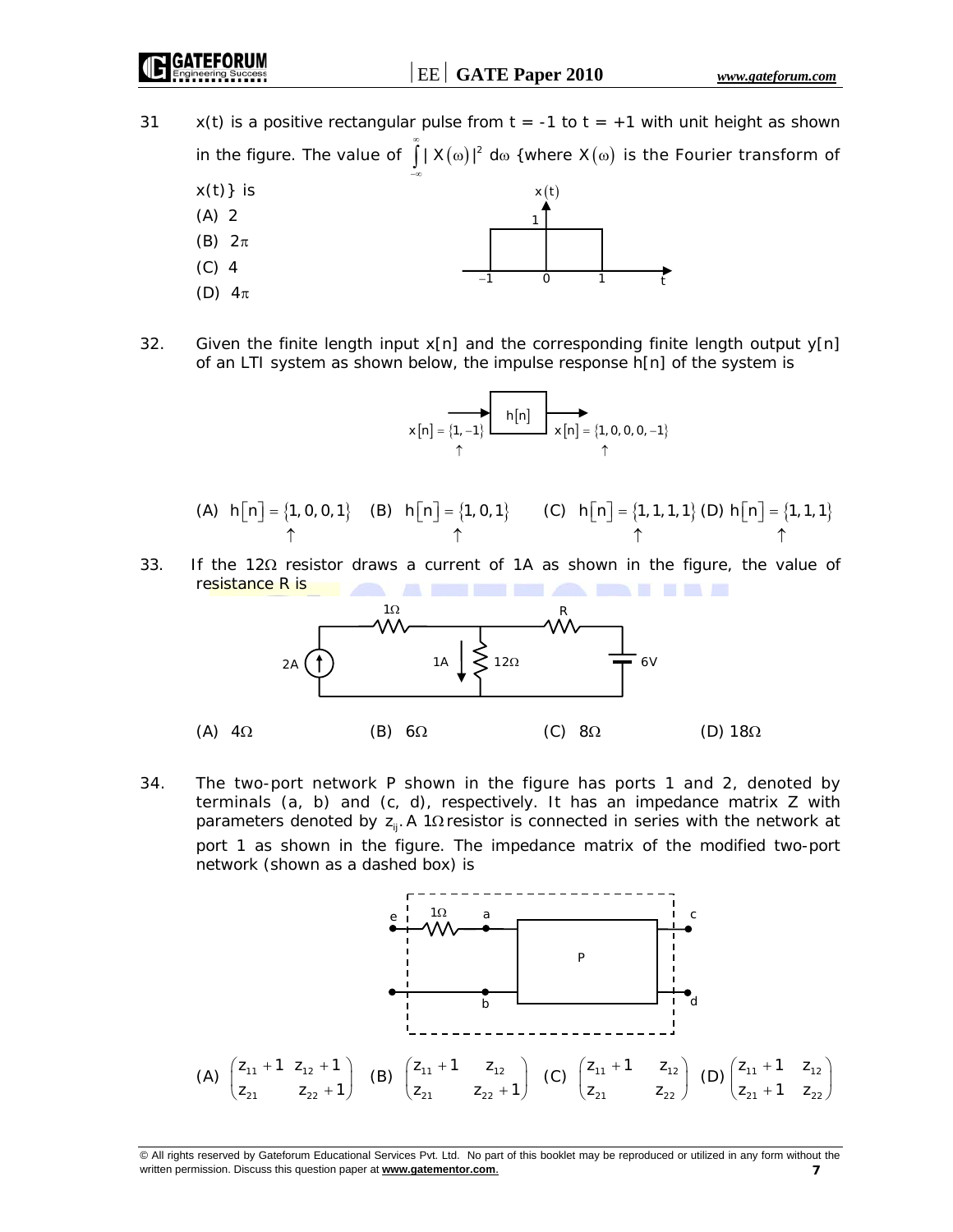31 $x(t)$ is a positive rectangular pulse from $t = -1$ to $t = +1$ with unit height as shown in the figure. The value of $\int_{-\infty}^{\infty} |X(\omega)|^2 \, d\omega$ {where $X(\omega)$ is the Fourier transform of $x(t)$} is

(A) 2

(B) $2\pi$

(C) 4

(D) $4\pi$

32. Given the finite length input $x[n]$ and the corresponding finite length output $y[n]$ of an LTI system as shown below, the impulse response $h[n]$ of the system is

$x[n] = \{\underset{\uparrow}{1}, -1\}$ → $h[n]$ → $x[n] = \{\underset{\uparrow}{1}, 0, 0, 0, -1\}$

(A) $h[n] = \{\underset{\uparrow}{1}, 0, 0, 1\}$ (B) $h[n] = \{\underset{\uparrow}{1}, 0, 1\}$ (C) $h[n] = \{\underset{\uparrow}{1}, 1, 1, 1\}$ (D) $h[n] = \{\underset{\uparrow}{1}, 1, 1\}$

33. If the $12\Omega$ resistor draws a current of 1A as shown in the figure, the value of resistance R is

(A) $4\Omega$ (B) $6\Omega$ (C) $8\Omega$ (D) $18\Omega$

34. The two-port network P shown in the figure has ports 1 and 2, denoted by terminals (a, b) and (c, d), respectively. It has an impedance matrix Z with parameters denoted by $z_{ij}$. A $1\Omega$ resistor is connected in series with the network at port 1 as shown in the figure. The impedance matrix of the modified two-port network (shown as a dashed box) is

(A) $\begin{pmatrix} z_{11}+1 & z_{12}+1 \\ z_{21} & z_{22}+1 \end{pmatrix}$ (B) $\begin{pmatrix} z_{11}+1 & z_{12} \\ z_{21} & z_{22}+1 \end{pmatrix}$ (C) $\begin{pmatrix} z_{11}+1 & z_{12} \\ z_{21} & z_{22} \end{pmatrix}$ (D) $\begin{pmatrix} z_{11}+1 & z_{12} \\ z_{21}+1 & z_{22} \end{pmatrix}$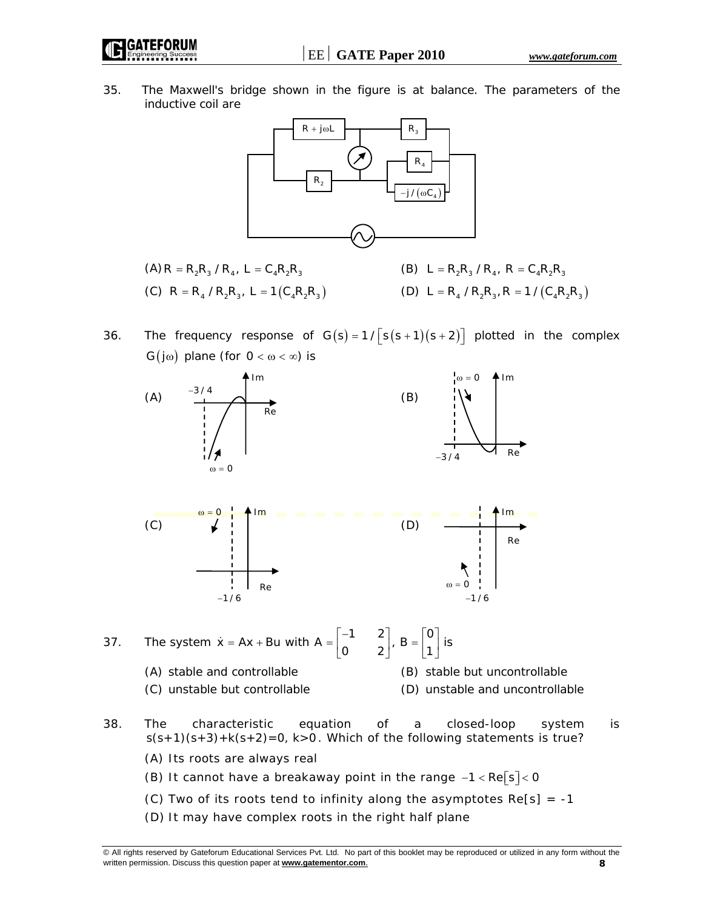35. The Maxwell's bridge shown in the figure is at balance. The parameters of the inductive coil are

(A) $R = R_2R_3 / R_4$, $L = C_4R_2R_3$ (B) $L = R_2R_3 / R_4$, $R = C_4R_2R_3$

(C) $R = R_4 / R_2R_3$, $L = 1(C_4R_2R_3)$ (D) $L = R_4 / R_2R_3$, $R = 1/(C_4R_2R_3)$

36. The frequency response of $G(s) = 1/[s(s+1)(s+2)]$ plotted in the complex $G(j\omega)$ plane (for $0 < \omega < \infty$) is

(A) (B)

(C) (D)

37. The system $\dot{x} = Ax + Bu$ with $A = \begin{bmatrix} -1 & 2 \\ 0 & 2 \end{bmatrix}$, $B = \begin{bmatrix} 0 \\ 1 \end{bmatrix}$ is

(A) stable and controllable (B) stable but uncontrollable

(C) unstable but controllable (D) unstable and uncontrollable

38. The characteristic equation of a closed-loop system is $s(s+1)(s+3)+k(s+2)=0$, $k>0$. Which of the following statements is true?

(A) Its roots are always real

(B) It cannot have a breakaway point in the range $-1 < \text{Re}[s] < 0$

(C) Two of its roots tend to infinity along the asymptotes $\text{Re}[s] = -1$

(D) It may have complex roots in the right half plane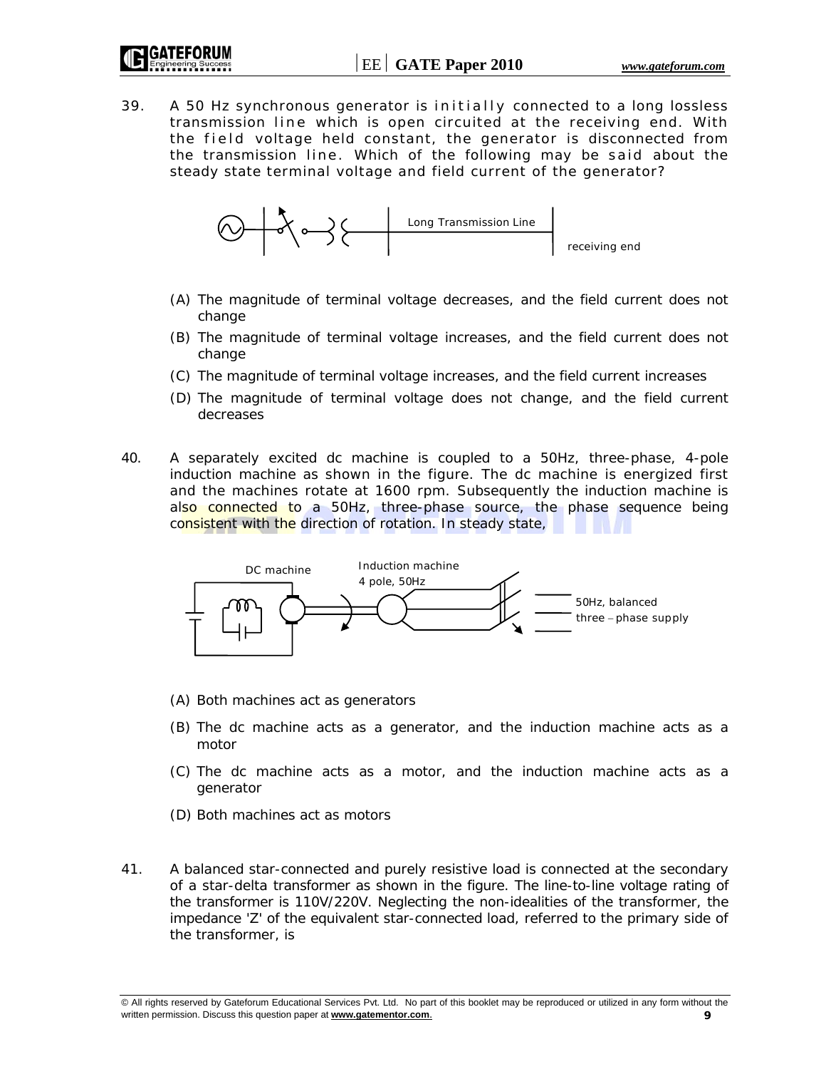39. A 50 Hz synchronous generator is initially connected to a long lossless transmission line which is open circuited at the receiving end. With the field voltage held constant, the generator is disconnected from the transmission line. Which of the following may be said about the steady state terminal voltage and field current of the generator?

Long Transmission Line

receiving end

(A) The magnitude of terminal voltage decreases, and the field current does not change

(B) The magnitude of terminal voltage increases, and the field current does not change

(C) The magnitude of terminal voltage increases, and the field current increases

(D) The magnitude of terminal voltage does not change, and the field current decreases

40. A separately excited dc machine is coupled to a 50Hz, three-phase, 4-pole induction machine as shown in the figure. The dc machine is energized first and the machines rotate at 1600 rpm. Subsequently the induction machine is also connected to a 50Hz, three-phase source, the phase sequence being consistent with the direction of rotation. In steady state,

DC machine

Induction machine
4 pole, 50Hz

50Hz, balanced
three – phase supply

(A) Both machines act as generators

(B) The dc machine acts as a generator, and the induction machine acts as a motor

(C) The dc machine acts as a motor, and the induction machine acts as a generator

(D) Both machines act as motors

41. A balanced star-connected and purely resistive load is connected at the secondary of a star-delta transformer as shown in the figure. The line-to-line voltage rating of the transformer is 110V/220V. Neglecting the non-idealities of the transformer, the impedance 'Z' of the equivalent star-connected load, referred to the primary side of the transformer, is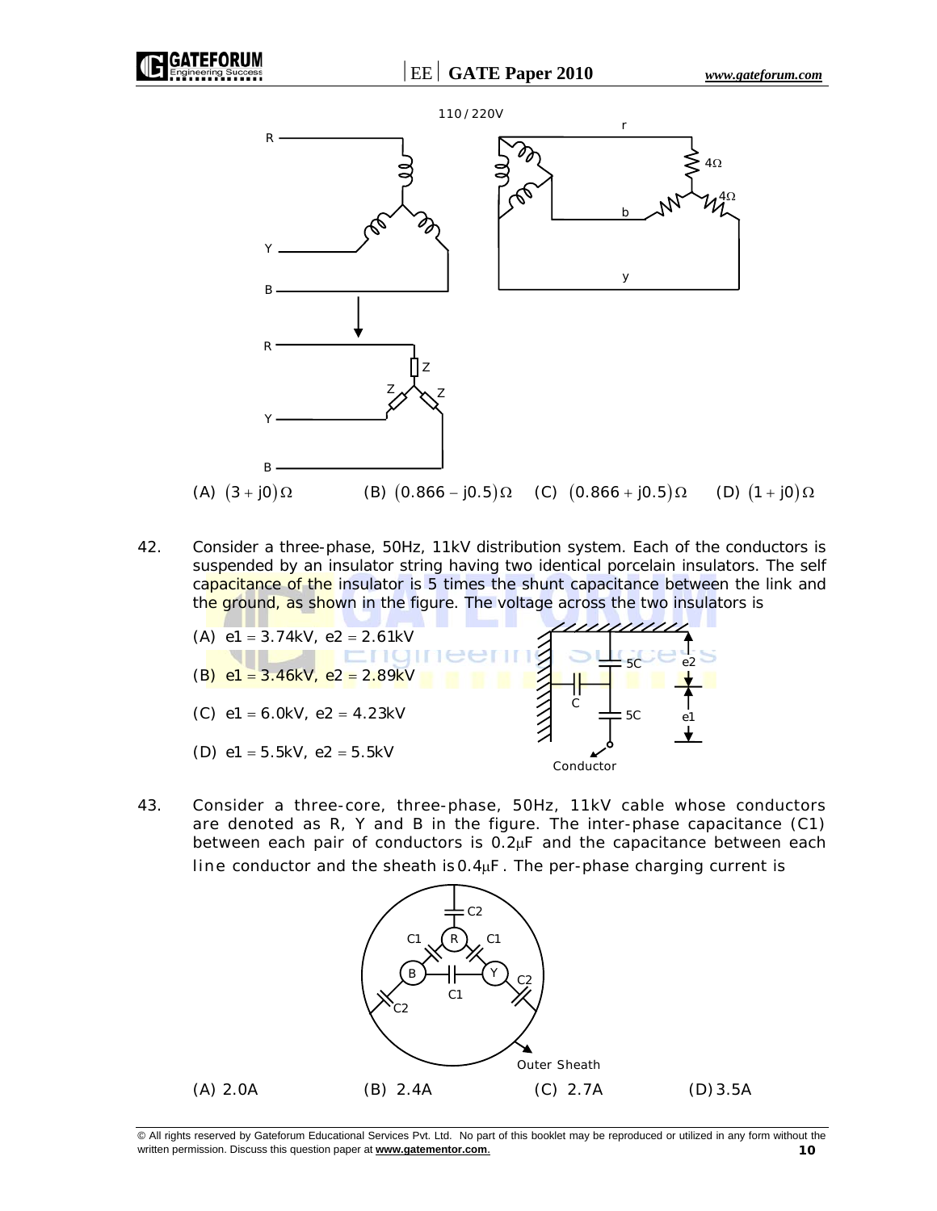110 / 220V

(A) $(3 + j0)\Omega$ (B) $(0.866 - j0.5)\Omega$ (C) $(0.866 + j0.5)\Omega$ (D) $(1 + j0)\Omega$

42. Consider a three-phase, 50Hz, 11kV distribution system. Each of the conductors is suspended by an insulator string having two identical porcelain insulators. The self capacitance of the insulator is 5 times the shunt capacitance between the link and the ground, as shown in the figure. The voltage across the two insulators is

(A) $e1 = 3.74kV$, $e2 = 2.61kV$

(B) $e1 = 3.46kV$, $e2 = 2.89kV$

(C) $e1 = 6.0kV$, $e2 = 4.23kV$

(D) $e1 = 5.5kV$, $e2 = 5.5kV$

43. Consider a three-core, three-phase, 50Hz, 11kV cable whose conductors are denoted as R, Y and B in the figure. The inter-phase capacitance (C1) between each pair of conductors is $0.2\mu F$ and the capacitance between each line conductor and the sheath is $0.4\mu F$. The per-phase charging current is

(A) 2.0A (B) 2.4A (C) 2.7A (D) 3.5A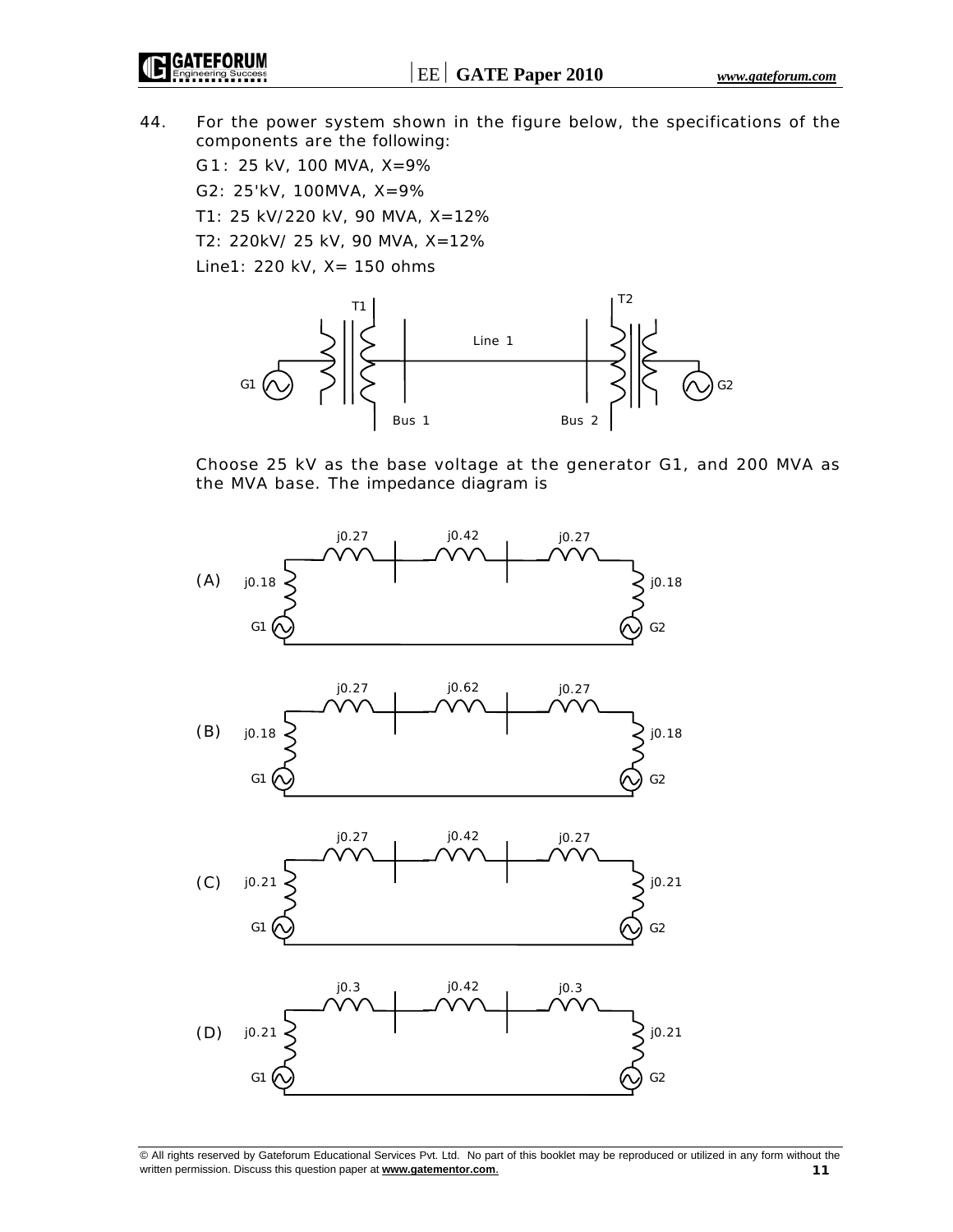44. For the power system shown in the figure below, the specifications of the components are the following:

    G1: 25 kV, 100 MVA, X=9%

    G2: 25'kV, 100MVA, X=9%

    T1: 25 kV/220 kV, 90 MVA, X=12%

    T2: 220kV/ 25 kV, 90 MVA, X=12%

    Line1: 220 kV, X= 150 ohms

    Choose 25 kV as the base voltage at the generator G1, and 200 MVA as the MVA base. The impedance diagram is

    (A) G1: j0.18, T1: j0.27, Line: j0.42, T2: j0.27, G2: j0.18

    (B) G1: j0.18, T1: j0.27, Line: j0.62, T2: j0.27, G2: j0.18

    (C) G1: j0.21, T1: j0.27, Line: j0.42, T2: j0.27, G2: j0.21

    (D) G1: j0.21, T1: j0.3, Line: j0.42, T2: j0.3, G2: j0.21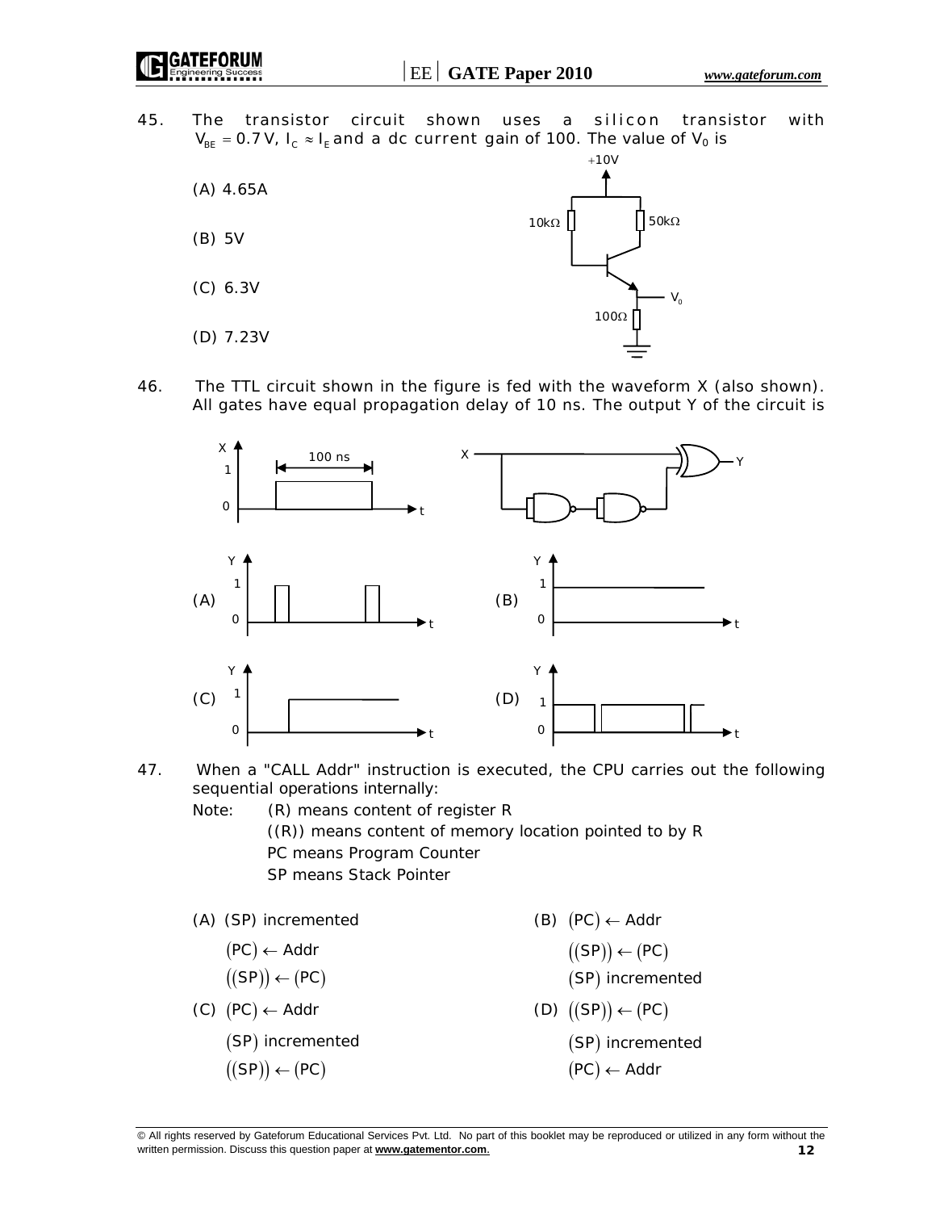45. The transistor circuit shown uses a silicon transistor with $V_{BE} = 0.7\,V$, $I_C \approx I_E$ and a dc current gain of 100. The value of $V_0$ is

(A) 4.65A

(B) 5V

(C) 6.3V

(D) 7.23V

46. The TTL circuit shown in the figure is fed with the waveform X (also shown). All gates have equal propagation delay of 10 ns. The output Y of the circuit is

47. When a "CALL Addr" instruction is executed, the CPU carries out the following sequential operations internally:

Note: (R) means content of register R

((R)) means content of memory location pointed to by R

PC means Program Counter

SP means Stack Pointer

(A) (SP) incremented
$(PC) \leftarrow$ Addr
$((SP)) \leftarrow (PC)$

(B) $(PC) \leftarrow$ Addr
$((SP)) \leftarrow (PC)$
$(SP)$ incremented

(C) $(PC) \leftarrow$ Addr
$(SP)$ incremented
$((SP)) \leftarrow (PC)$

(D) $((SP)) \leftarrow (PC)$
$(SP)$ incremented
$(PC) \leftarrow$ Addr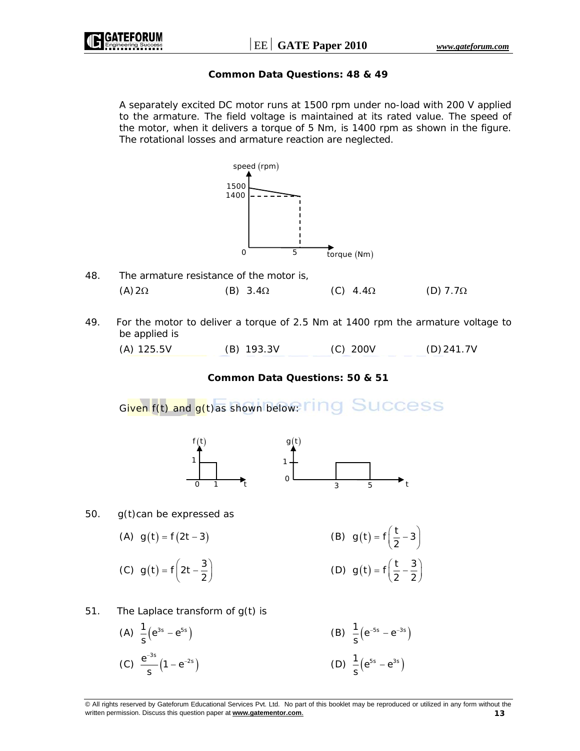### Common Data Questions: 48 & 49

A separately excited DC motor runs at 1500 rpm under no-load with 200 V applied to the armature. The field voltage is maintained at its rated value. The speed of the motor, when it delivers a torque of 5 Nm, is 1400 rpm as shown in the figure. The rotational losses and armature reaction are neglected.

48. The armature resistance of the motor is,

    (A) $2\Omega$ (B) $3.4\Omega$ (C) $4.4\Omega$ (D) $7.7\Omega$

49. For the motor to deliver a torque of 2.5 Nm at 1400 rpm the armature voltage to be applied is

    (A) 125.5V (B) 193.3V (C) 200V (D) 241.7V

### Common Data Questions: 50 & 51

Given $f(t)$ and $g(t)$ as shown below:

50. $g(t)$ can be expressed as

    (A) $g(t) = f(2t - 3)$

    (B) $g(t) = f\left(\frac{t}{2} - 3\right)$

    (C) $g(t) = f\left(2t - \frac{3}{2}\right)$

    (D) $g(t) = f\left(\frac{t}{2} - \frac{3}{2}\right)$

51. The Laplace transform of $g(t)$ is

    (A) $\frac{1}{s}\left(e^{3s} - e^{5s}\right)$

    (B) $\frac{1}{s}\left(e^{-5s} - e^{-3s}\right)$

    (C) $\frac{e^{-3s}}{s}\left(1 - e^{-2s}\right)$

    (D) $\frac{1}{s}\left(e^{5s} - e^{3s}\right)$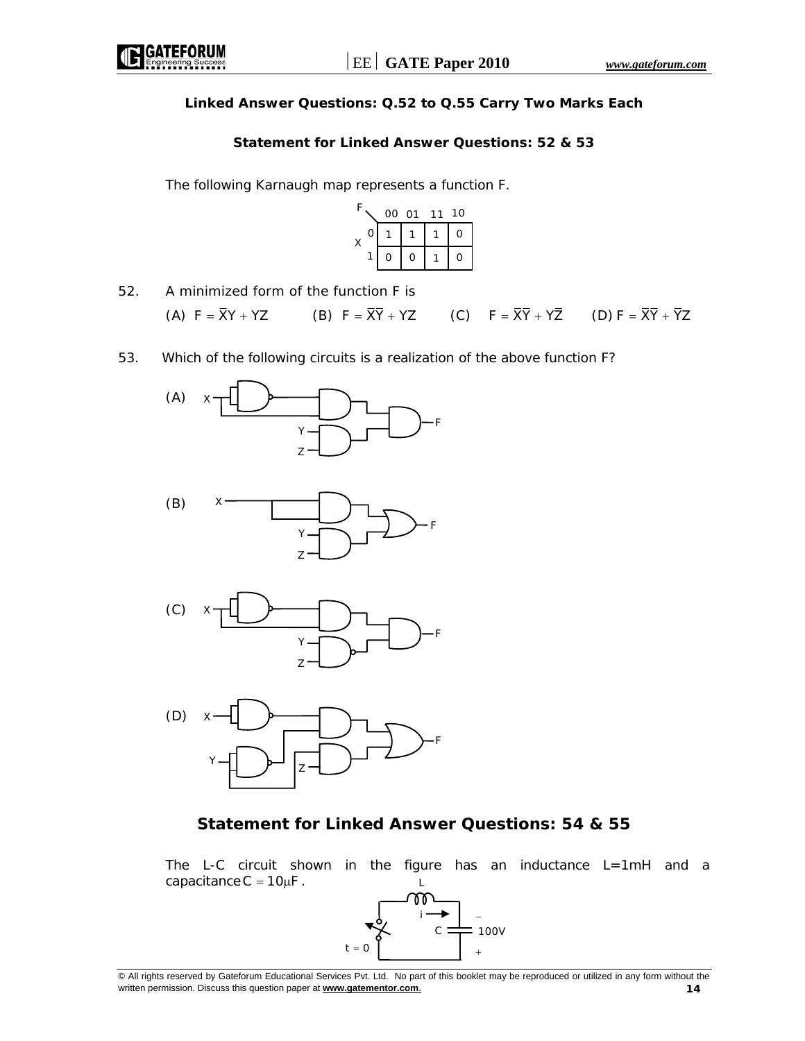**Linked Answer Questions: Q.52 to Q.55 Carry Two Marks Each**

**Statement for Linked Answer Questions: 52 & 53**

The following Karnaugh map represents a function F.

| X \ F | 00 | 01 | 11 | 10 |
|---|---|---|---|---|
| 0 | 1 | 1 | 1 | 0 |
| 1 | 0 | 0 | 1 | 0 |

52. A minimized form of the function F is

(A) $F = \overline{X}Y + YZ$ (B) $F = \overline{X}\,\overline{Y} + YZ$ (C) $F = \overline{X}\,\overline{Y} + Y\overline{Z}$ (D) $F = \overline{X}\,\overline{Y} + \overline{Y}Z$

53. Which of the following circuits is a realization of the above function F?

(A)

(B)

(C)

(D)

**Statement for Linked Answer Questions: 54 & 55**

The L-C circuit shown in the figure has an inductance L=1mH and a capacitance $C = 10\mu F$.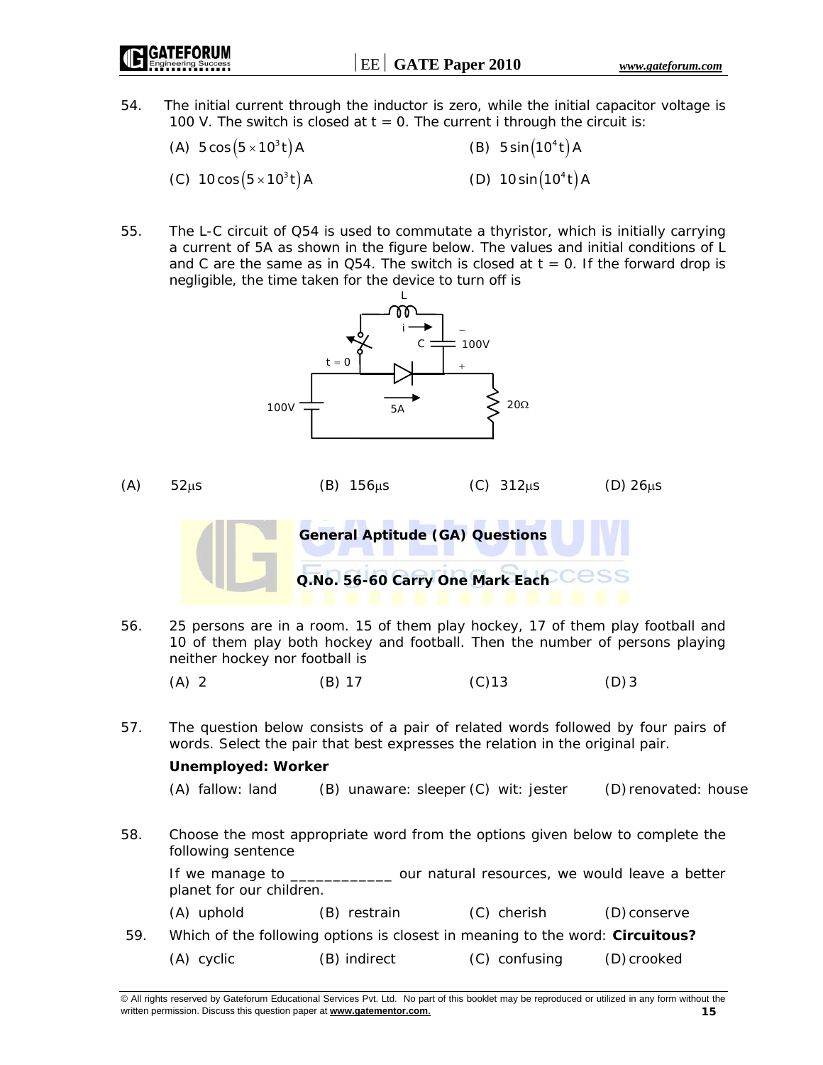54. The initial current through the inductor is zero, while the initial capacitor voltage is 100 V. The switch is closed at t = 0. The current i through the circuit is:

(A) $5\cos\left(5\times10^{3}t\right)$ A  (B) $5\sin\left(10^{4}t\right)$ A

(C) $10\cos\left(5\times10^{3}t\right)$ A  (D) $10\sin\left(10^{4}t\right)$ A

55. The L-C circuit of Q54 is used to commutate a thyristor, which is initially carrying a current of 5A as shown in the figure below. The values and initial conditions of L and C are the same as in Q54. The switch is closed at t = 0. If the forward drop is negligible, the time taken for the device to turn off is

(A) 52μs  (B) 156μs  (C) 312μs  (D) 26μs

## General Aptitude (GA) Questions

### Q.No. 56-60 Carry One Mark Each

56. 25 persons are in a room. 15 of them play hockey, 17 of them play football and 10 of them play both hockey and football. Then the number of persons playing neither hockey nor football is

(A) 2  (B) 17  (C) 13  (D) 3

57. The question below consists of a pair of related words followed by four pairs of words. Select the pair that best expresses the relation in the original pair.

**Unemployed: Worker**

(A) fallow: land  (B) unaware: sleeper  (C) wit: jester  (D) renovated: house

58. Choose the most appropriate word from the options given below to complete the following sentence

If we manage to ____________ our natural resources, we would leave a better planet for our children.

(A) uphold  (B) restrain  (C) cherish  (D) conserve

59. Which of the following options is closest in meaning to the word: **Circuitous?**

(A) cyclic  (B) indirect  (C) confusing  (D) crooked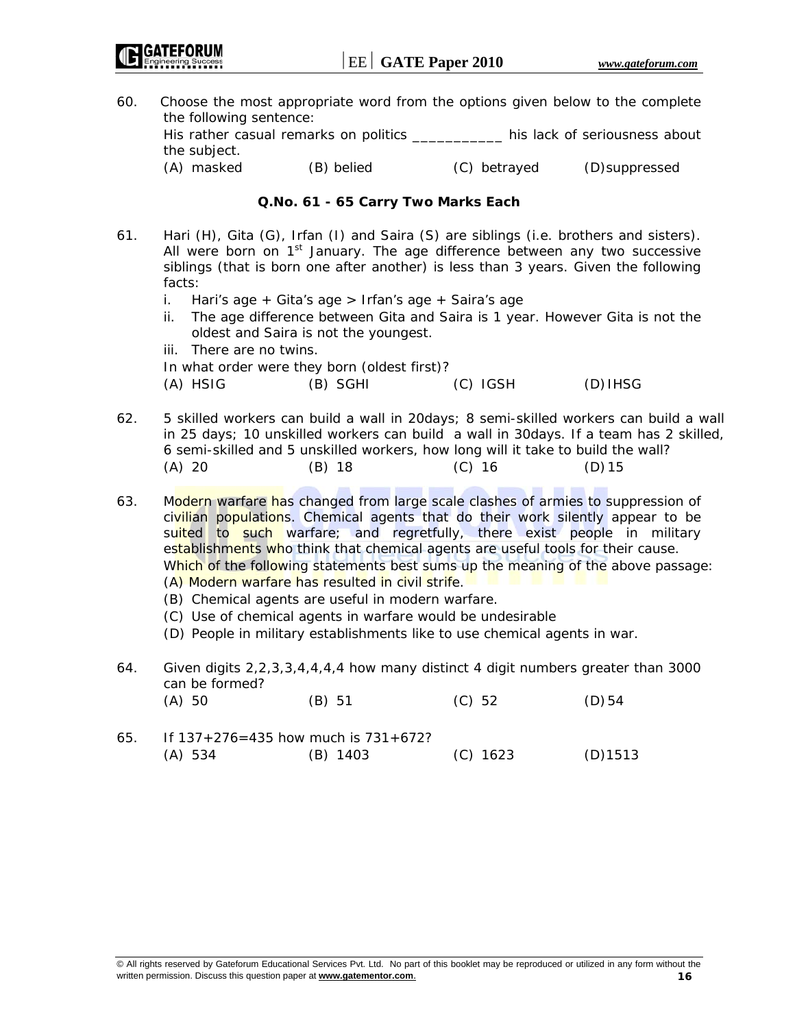60. Choose the most appropriate word from the options given below to the complete the following sentence:

His rather casual remarks on politics ___________ his lack of seriousness about the subject.

(A) masked (B) belied (C) betrayed (D) suppressed

**Q.No. 61 - 65 Carry Two Marks Each**

61. Hari (H), Gita (G), Irfan (I) and Saira (S) are siblings (i.e. brothers and sisters). All were born on 1st January. The age difference between any two successive siblings (that is born one after another) is less than 3 years. Given the following facts:

   i. Hari's age + Gita's age > Irfan's age + Saira's age
   ii. The age difference between Gita and Saira is 1 year. However Gita is not the oldest and Saira is not the youngest.
   iii. There are no twins.

   In what order were they born (oldest first)?

   (A) HSIG (B) SGHI (C) IGSH (D) IHSG

62. 5 skilled workers can build a wall in 20days; 8 semi-skilled workers can build a wall in 25 days; 10 unskilled workers can build a wall in 30days. If a team has 2 skilled, 6 semi-skilled and 5 unskilled workers, how long will it take to build the wall?

   (A) 20 (B) 18 (C) 16 (D) 15

63. Modern warfare has changed from large scale clashes of armies to suppression of civilian populations. Chemical agents that do their work silently appear to be suited to such warfare; and regretfully, there exist people in military establishments who think that chemical agents are useful tools for their cause.

   Which of the following statements best sums up the meaning of the above passage:

   (A) Modern warfare has resulted in civil strife.
   (B) Chemical agents are useful in modern warfare.
   (C) Use of chemical agents in warfare would be undesirable
   (D) People in military establishments like to use chemical agents in war.

64. Given digits 2,2,3,3,4,4,4,4 how many distinct 4 digit numbers greater than 3000 can be formed?

   (A) 50 (B) 51 (C) 52 (D) 54

65. If 137+276=435 how much is 731+672?

   (A) 534 (B) 1403 (C) 1623 (D) 1513